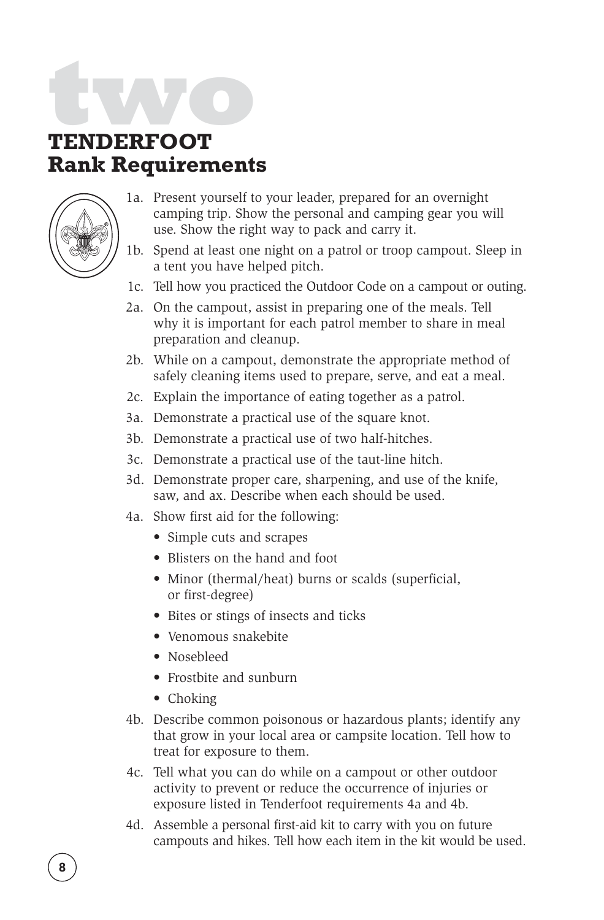# two

## TENDERFOOT Rank Requirements

1a. Present yourself to your leader, prepared for an overnight camping trip. Show the personal and camping gear you will use. Show the right way to pack and carry it.

1b. Spend at least one night on a patrol or troop campout. Sleep in a tent you have helped pitch.

1c. Tell how you practiced the Outdoor Code on a campout or outing.

2a. On the campout, assist in preparing one of the meals. Tell why it is important for each patrol member to share in meal preparation and cleanup.

2b. While on a campout, demonstrate the appropriate method of safely cleaning items used to prepare, serve, and eat a meal.

2c. Explain the importance of eating together as a patrol.

3a. Demonstrate a practical use of the square knot.

3b. Demonstrate a practical use of two half-hitches.

3c. Demonstrate a practical use of the taut-line hitch.

3d. Demonstrate proper care, sharpening, and use of the knife, saw, and ax. Describe when each should be used.

4a. Show first aid for the following:

- Simple cuts and scrapes
- Blisters on the hand and foot
- Minor (thermal/heat) burns or scalds (superficial, or first-degree)
- Bites or stings of insects and ticks
- Venomous snakebite
- Nosebleed
- Frostbite and sunburn
- Choking

4b. Describe common poisonous or hazardous plants; identify any that grow in your local area or campsite location. Tell how to treat for exposure to them.

4c. Tell what you can do while on a campout or other outdoor activity to prevent or reduce the occurrence of injuries or exposure listed in Tenderfoot requirements 4a and 4b.

4d. Assemble a personal first-aid kit to carry with you on future campouts and hikes. Tell how each item in the kit would be used.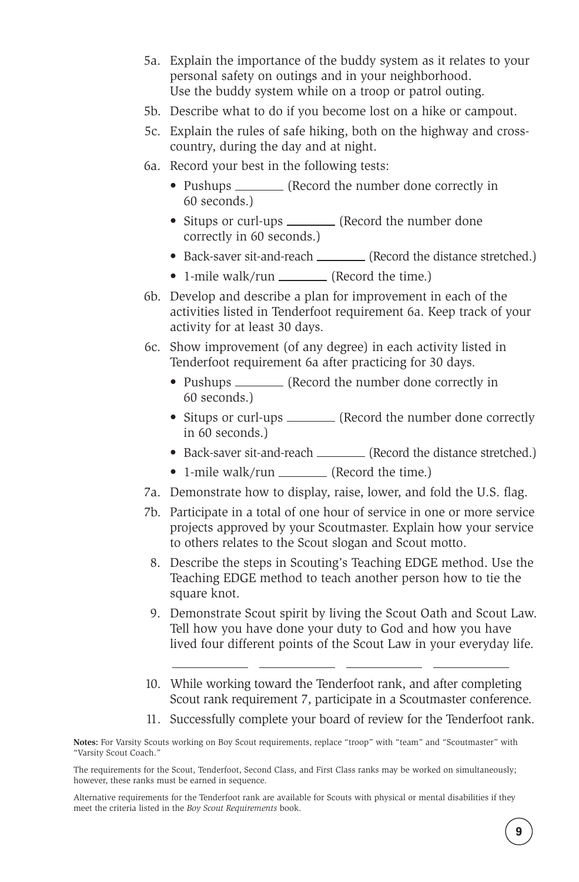5a. Explain the importance of the buddy system as it relates to your personal safety on outings and in your neighborhood. Use the buddy system while on a troop or patrol outing.

5b. Describe what to do if you become lost on a hike or campout.

5c. Explain the rules of safe hiking, both on the highway and cross-country, during the day and at night.

6a. Record your best in the following tests:

- Pushups ________ (Record the number done correctly in 60 seconds.)
- Situps or curl-ups ________ (Record the number done correctly in 60 seconds.)
- Back-saver sit-and-reach ________ (Record the distance stretched.)
- 1-mile walk/run ________ (Record the time.)

6b. Develop and describe a plan for improvement in each of the activities listed in Tenderfoot requirement 6a. Keep track of your activity for at least 30 days.

6c. Show improvement (of any degree) in each activity listed in Tenderfoot requirement 6a after practicing for 30 days.

- Pushups ________ (Record the number done correctly in 60 seconds.)
- Situps or curl-ups ________ (Record the number done correctly in 60 seconds.)
- Back-saver sit-and-reach ________ (Record the distance stretched.)
- 1-mile walk/run ________ (Record the time.)

7a. Demonstrate how to display, raise, lower, and fold the U.S. flag.

7b. Participate in a total of one hour of service in one or more service projects approved by your Scoutmaster. Explain how your service to others relates to the Scout slogan and Scout motto.

8. Describe the steps in Scouting's Teaching EDGE method. Use the Teaching EDGE method to teach another person how to tie the square knot.

9. Demonstrate Scout spirit by living the Scout Oath and Scout Law. Tell how you have done your duty to God and how you have lived four different points of the Scout Law in your everyday life.

____________ ____________ ____________ ____________

10. While working toward the Tenderfoot rank, and after completing Scout rank requirement 7, participate in a Scoutmaster conference.

11. Successfully complete your board of review for the Tenderfoot rank.

**Notes:** For Varsity Scouts working on Boy Scout requirements, replace "troop" with "team" and "Scoutmaster" with "Varsity Scout Coach."

The requirements for the Scout, Tenderfoot, Second Class, and First Class ranks may be worked on simultaneously; however, these ranks must be earned in sequence.

Alternative requirements for the Tenderfoot rank are available for Scouts with physical or mental disabilities if they meet the criteria listed in the *Boy Scout Requirements* book.